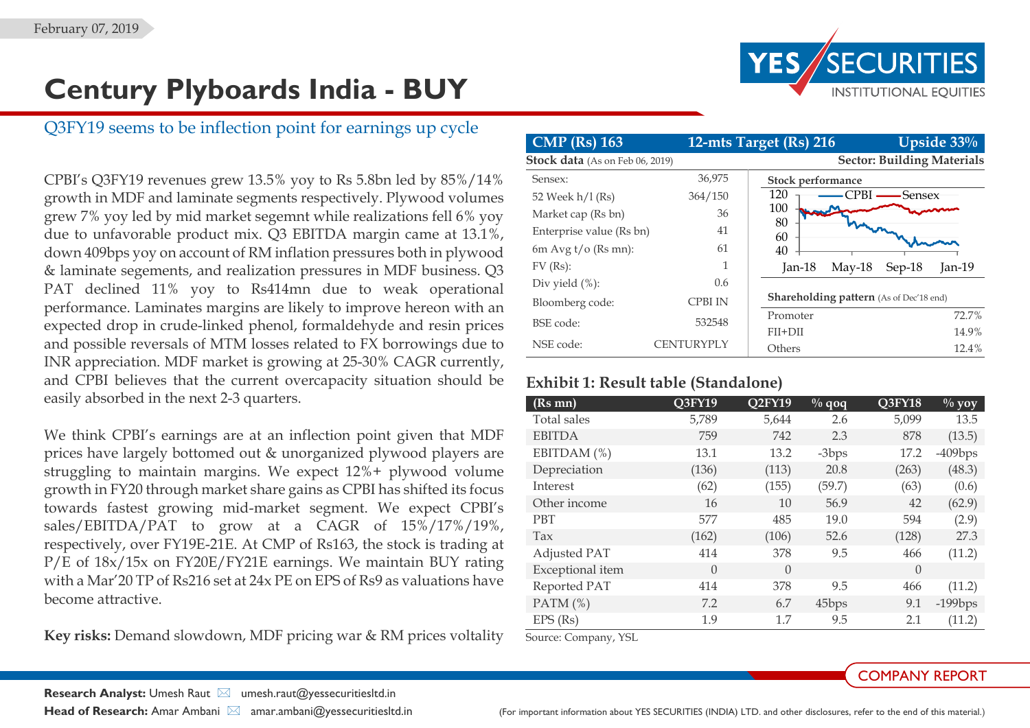February 07, 2019

# Century Plyboards India - BUY

## Q3FY19 seems to be inflection point for earnings up cycle

CPBI's Q3FY19 revenues grew 13.5% yoy to Rs 5.8bn led by 85%/14% growth in MDF and laminate segments respectively. Plywood volumes grew 7% yoy led by mid market segemnt while realizations fell 6% yoy due to unfavorable product mix. Q3 EBITDA margin came at 13.1%, down 409bps yoy on account of RM inflation pressures both in plywood & laminate segements, and realization pressures in MDF business. Q3 PAT declined 11% yoy to Rs414mn due to weak operational performance. Laminates margins are likely to improve hereon with an expected drop in crude-linked phenol, formaldehyde and resin prices and possible reversals of MTM losses related to FX borrowings due to INR appreciation. MDF market is growing at 25-30% CAGR currently, and CPBI believes that the current overcapacity situation should be easily absorbed in the next 2-3 quarters.

We think CPBI's earnings are at an inflection point given that MDF prices have largely bottomed out & unorganized plywood players are struggling to maintain margins. We expect 12%+ plywood volume growth in FY20 through market share gains as CPBI has shifted its focus towards fastest growing mid-market segment. We expect CPBI's sales/EBITDA/PAT to grow at a CAGR of 15%/17%/19%, respectively, over FY19E-21E. At CMP of Rs163, the stock is trading at P/E of 18x/15x on FY20E/FY21E earnings. We maintain BUY rating with a Mar'20 TP of Rs216 set at 24x PE on EPS of Rs9 as valuations have become attractive.

**Key risks:** Demand slowdown, MDF pricing war & RM prices voltality

| CMP (Rs) 163 | 12-mts Target (Rs) 216 | Upside 33% |
|---|---|---|

**Stock data** (As on Feb 06, 2019) — **Sector: Building Materials**

| | |
|---|---|
| Sensex: | 36,975 |
| 52 Week h/l (Rs) | 364/150 |
| Market cap (Rs bn) | 36 |
| Enterprise value (Rs bn) | 41 |
| 6m Avg t/o (Rs mn): | 61 |
| FV (Rs): | 1 |
| Div yield (%): | 0.6 |
| Bloomberg code: | CPBI IN |
| BSE code: | 532548 |
| NSE code: | CENTURYPLY |

**Stock performance** (CPBI vs Sensex, Jan-18 to Jan-19)

**Shareholding pattern** (As of Dec'18 end)

| | |
|---|---|
| Promoter | 72.7% |
| FII+DII | 14.9% |
| Others | 12.4% |

### Exhibit 1: Result table (Standalone)

| (Rs mn) | Q3FY19 | Q2FY19 | % qoq | Q3FY18 | % yoy |
|---|---|---|---|---|---|
| Total sales | 5,789 | 5,644 | 2.6 | 5,099 | 13.5 |
| EBITDA | 759 | 742 | 2.3 | 878 | (13.5) |
| EBITDAM (%) | 13.1 | 13.2 | -3bps | 17.2 | -409bps |
| Depreciation | (136) | (113) | 20.8 | (263) | (48.3) |
| Interest | (62) | (155) | (59.7) | (63) | (0.6) |
| Other income | 16 | 10 | 56.9 | 42 | (62.9) |
| PBT | 577 | 485 | 19.0 | 594 | (2.9) |
| Tax | (162) | (106) | 52.6 | (128) | 27.3 |
| Adjusted PAT | 414 | 378 | 9.5 | 466 | (11.2) |
| Exceptional item | 0 | 0 | | 0 | |
| Reported PAT | 414 | 378 | 9.5 | 466 | (11.2) |
| PATM (%) | 7.2 | 6.7 | 45bps | 9.1 | -199bps |
| EPS (Rs) | 1.9 | 1.7 | 9.5 | 2.1 | (11.2) |

Source: Company, YSL

**Research Analyst:** Umesh Raut umesh.raut@yessecuritiesltd.in

**Head of Research:** Amar Ambani amar.ambani@yessecuritiesltd.in

(For important information about YES SECURITIES (INDIA) LTD. and other disclosures, refer to the end of this material.)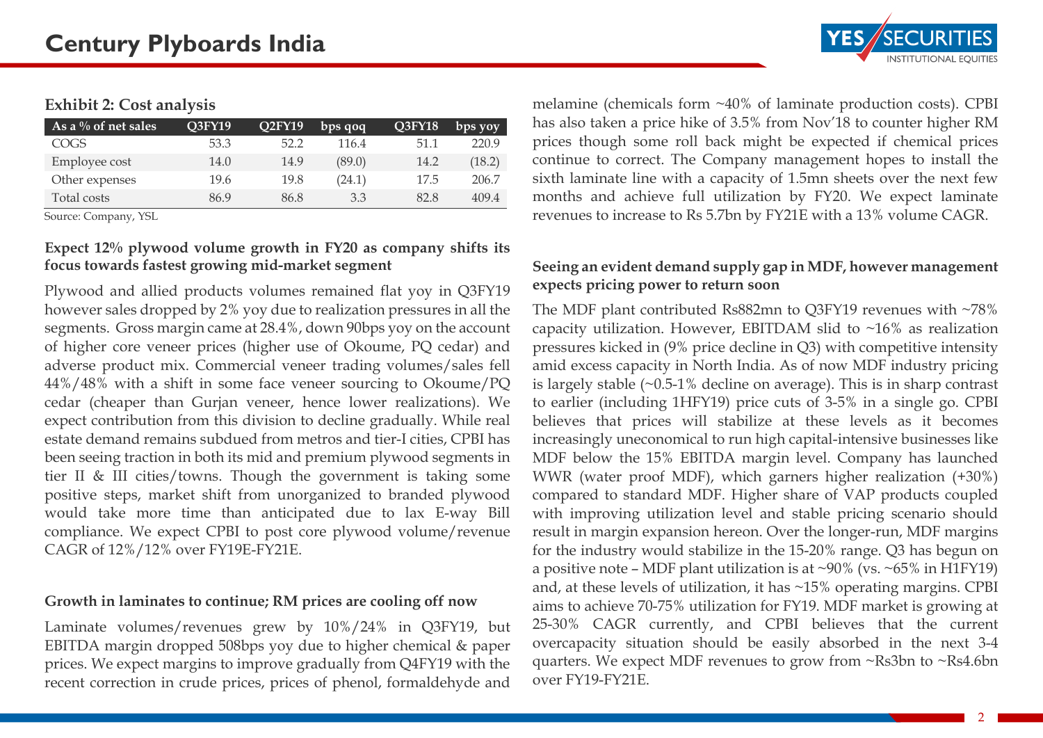**Exhibit 2: Cost analysis**

| As a % of net sales | Q3FY19 | Q2FY19 | bps qoq | Q3FY18 | bps yoy |
|---|---|---|---|---|---|
| COGS | 53.3 | 52.2 | 116.4 | 51.1 | 220.9 |
| Employee cost | 14.0 | 14.9 | (89.0) | 14.2 | (18.2) |
| Other expenses | 19.6 | 19.8 | (24.1) | 17.5 | 206.7 |
| Total costs | 86.9 | 86.8 | 3.3 | 82.8 | 409.4 |

Source: Company, YSL

### Expect 12% plywood volume growth in FY20 as company shifts its focus towards fastest growing mid-market segment

Plywood and allied products volumes remained flat yoy in Q3FY19 however sales dropped by 2% yoy due to realization pressures in all the segments. Gross margin came at 28.4%, down 90bps yoy on the account of higher core veneer prices (higher use of Okoume, PQ cedar) and adverse product mix. Commercial veneer trading volumes/sales fell 44%/48% with a shift in some face veneer sourcing to Okoume/PQ cedar (cheaper than Gurjan veneer, hence lower realizations). We expect contribution from this division to decline gradually. While real estate demand remains subdued from metros and tier-I cities, CPBI has been seeing traction in both its mid and premium plywood segments in tier II & III cities/towns. Though the government is taking some positive steps, market shift from unorganized to branded plywood would take more time than anticipated due to lax E-way Bill compliance. We expect CPBI to post core plywood volume/revenue CAGR of 12%/12% over FY19E-FY21E.

### Growth in laminates to continue; RM prices are cooling off now

Laminate volumes/revenues grew by 10%/24% in Q3FY19, but EBITDA margin dropped 508bps yoy due to higher chemical & paper prices. We expect margins to improve gradually from Q4FY19 with the recent correction in crude prices, prices of phenol, formaldehyde and melamine (chemicals form ~40% of laminate production costs). CPBI has also taken a price hike of 3.5% from Nov'18 to counter higher RM prices though some roll back might be expected if chemical prices continue to correct. The Company management hopes to install the sixth laminate line with a capacity of 1.5mn sheets over the next few months and achieve full utilization by FY20. We expect laminate revenues to increase to Rs 5.7bn by FY21E with a 13% volume CAGR.

### Seeing an evident demand supply gap in MDF, however management expects pricing power to return soon

The MDF plant contributed Rs882mn to Q3FY19 revenues with ~78% capacity utilization. However, EBITDAM slid to ~16% as realization pressures kicked in (9% price decline in Q3) with competitive intensity amid excess capacity in North India. As of now MDF industry pricing is largely stable (~0.5-1% decline on average). This is in sharp contrast to earlier (including 1HFY19) price cuts of 3-5% in a single go. CPBI believes that prices will stabilize at these levels as it becomes increasingly uneconomical to run high capital-intensive businesses like MDF below the 15% EBITDA margin level. Company has launched WWR (water proof MDF), which garners higher realization (+30%) compared to standard MDF. Higher share of VAP products coupled with improving utilization level and stable pricing scenario should result in margin expansion hereon. Over the longer-run, MDF margins for the industry would stabilize in the 15-20% range. Q3 has begun on a positive note – MDF plant utilization is at ~90% (vs. ~65% in H1FY19) and, at these levels of utilization, it has ~15% operating margins. CPBI aims to achieve 70-75% utilization for FY19. MDF market is growing at 25-30% CAGR currently, and CPBI believes that the current overcapacity situation should be easily absorbed in the next 3-4 quarters. We expect MDF revenues to grow from ~Rs3bn to ~Rs4.6bn over FY19-FY21E.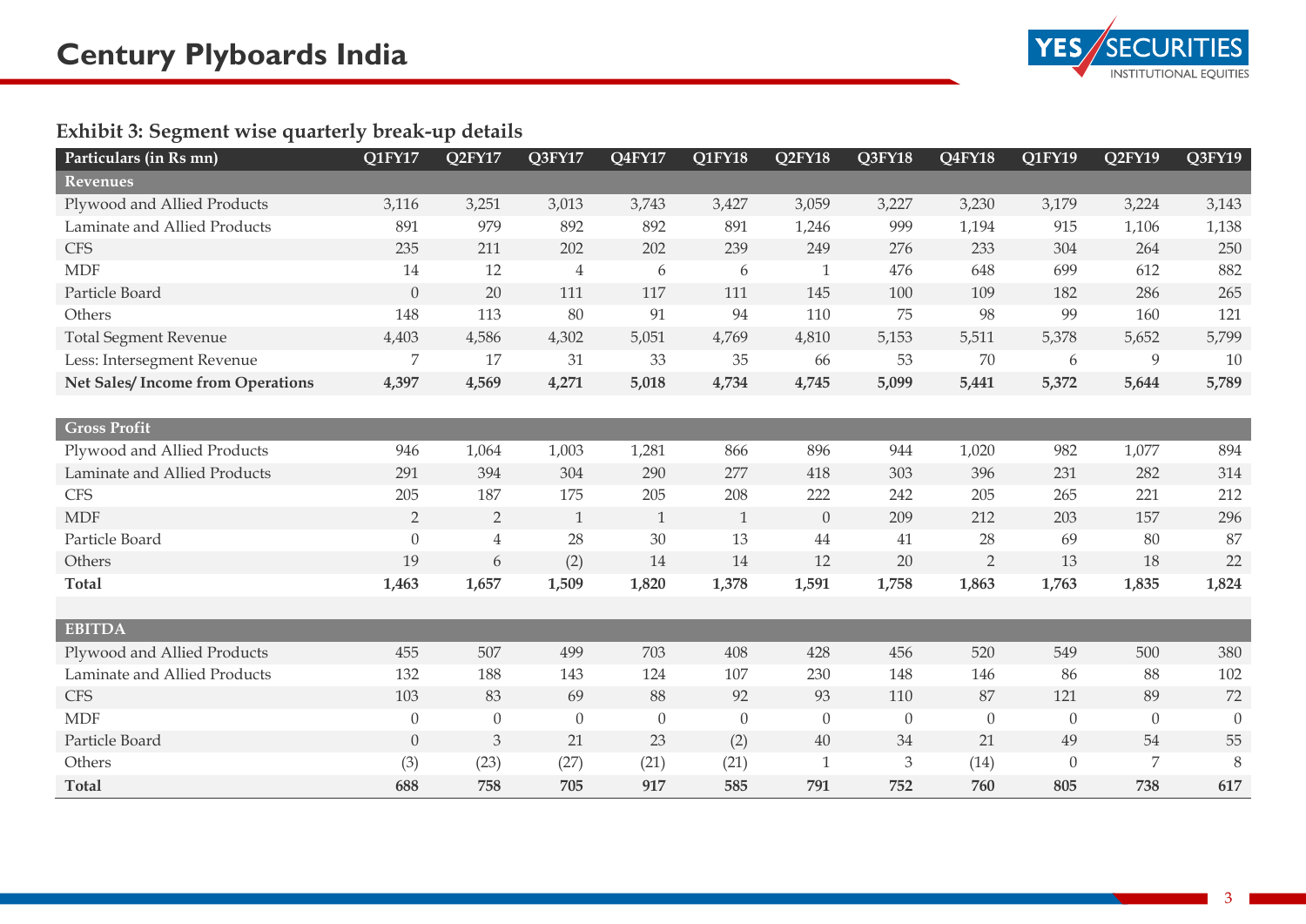### Exhibit 3: Segment wise quarterly break-up details

| Particulars (in Rs mn) | Q1FY17 | Q2FY17 | Q3FY17 | Q4FY17 | Q1FY18 | Q2FY18 | Q3FY18 | Q4FY18 | Q1FY19 | Q2FY19 | Q3FY19 |
|---|---|---|---|---|---|---|---|---|---|---|---|
| **Revenues** | | | | | | | | | | | |
| Plywood and Allied Products | 3,116 | 3,251 | 3,013 | 3,743 | 3,427 | 3,059 | 3,227 | 3,230 | 3,179 | 3,224 | 3,143 |
| Laminate and Allied Products | 891 | 979 | 892 | 892 | 891 | 1,246 | 999 | 1,194 | 915 | 1,106 | 1,138 |
| CFS | 235 | 211 | 202 | 202 | 239 | 249 | 276 | 233 | 304 | 264 | 250 |
| MDF | 14 | 12 | 4 | 6 | 6 | 1 | 476 | 648 | 699 | 612 | 882 |
| Particle Board | 0 | 20 | 111 | 117 | 111 | 145 | 100 | 109 | 182 | 286 | 265 |
| Others | 148 | 113 | 80 | 91 | 94 | 110 | 75 | 98 | 99 | 160 | 121 |
| Total Segment Revenue | 4,403 | 4,586 | 4,302 | 5,051 | 4,769 | 4,810 | 5,153 | 5,511 | 5,378 | 5,652 | 5,799 |
| Less: Intersegment Revenue | 7 | 17 | 31 | 33 | 35 | 66 | 53 | 70 | 6 | 9 | 10 |
| **Net Sales/ Income from Operations** | **4,397** | **4,569** | **4,271** | **5,018** | **4,734** | **4,745** | **5,099** | **5,441** | **5,372** | **5,644** | **5,789** |
| | | | | | | | | | | | |
| **Gross Profit** | | | | | | | | | | | |
| Plywood and Allied Products | 946 | 1,064 | 1,003 | 1,281 | 866 | 896 | 944 | 1,020 | 982 | 1,077 | 894 |
| Laminate and Allied Products | 291 | 394 | 304 | 290 | 277 | 418 | 303 | 396 | 231 | 282 | 314 |
| CFS | 205 | 187 | 175 | 205 | 208 | 222 | 242 | 205 | 265 | 221 | 212 |
| MDF | 2 | 2 | 1 | 1 | 1 | 0 | 209 | 212 | 203 | 157 | 296 |
| Particle Board | 0 | 4 | 28 | 30 | 13 | 44 | 41 | 28 | 69 | 80 | 87 |
| Others | 19 | 6 | (2) | 14 | 14 | 12 | 20 | 2 | 13 | 18 | 22 |
| **Total** | **1,463** | **1,657** | **1,509** | **1,820** | **1,378** | **1,591** | **1,758** | **1,863** | **1,763** | **1,835** | **1,824** |
| | | | | | | | | | | | |
| **EBITDA** | | | | | | | | | | | |
| Plywood and Allied Products | 455 | 507 | 499 | 703 | 408 | 428 | 456 | 520 | 549 | 500 | 380 |
| Laminate and Allied Products | 132 | 188 | 143 | 124 | 107 | 230 | 148 | 146 | 86 | 88 | 102 |
| CFS | 103 | 83 | 69 | 88 | 92 | 93 | 110 | 87 | 121 | 89 | 72 |
| MDF | 0 | 0 | 0 | 0 | 0 | 0 | 0 | 0 | 0 | 0 | 0 |
| Particle Board | 0 | 3 | 21 | 23 | (2) | 40 | 34 | 21 | 49 | 54 | 55 |
| Others | (3) | (23) | (27) | (21) | (21) | 1 | 3 | (14) | 0 | 7 | 8 |
| **Total** | **688** | **758** | **705** | **917** | **585** | **791** | **752** | **760** | **805** | **738** | **617** |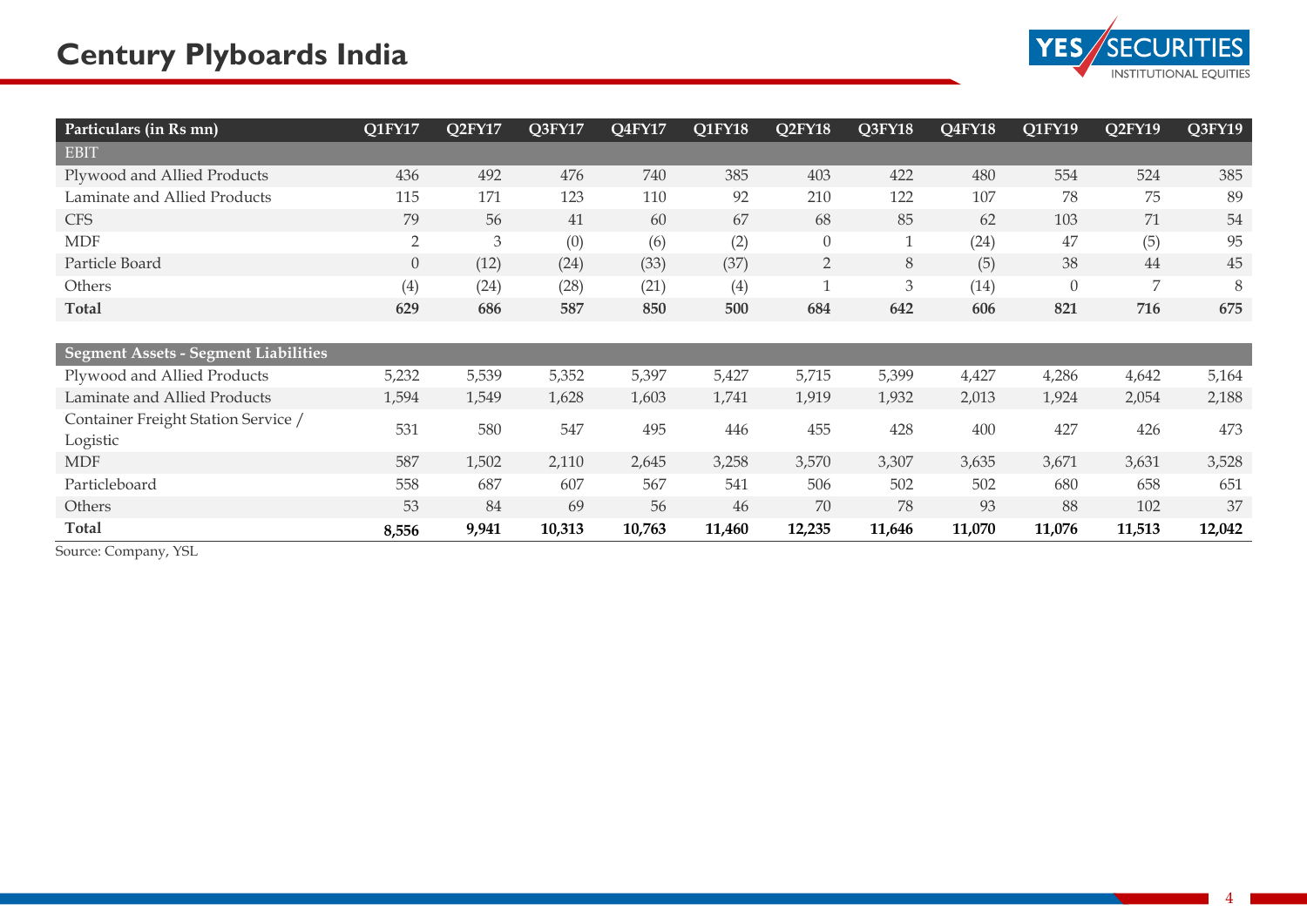# Century Plyboards India

| Particulars (in Rs mn) | Q1FY17 | Q2FY17 | Q3FY17 | Q4FY17 | Q1FY18 | Q2FY18 | Q3FY18 | Q4FY18 | Q1FY19 | Q2FY19 | Q3FY19 |
|---|---|---|---|---|---|---|---|---|---|---|---|
| **EBIT** | | | | | | | | | | | |
| Plywood and Allied Products | 436 | 492 | 476 | 740 | 385 | 403 | 422 | 480 | 554 | 524 | 385 |
| Laminate and Allied Products | 115 | 171 | 123 | 110 | 92 | 210 | 122 | 107 | 78 | 75 | 89 |
| CFS | 79 | 56 | 41 | 60 | 67 | 68 | 85 | 62 | 103 | 71 | 54 |
| MDF | 2 | 3 | (0) | (6) | (2) | 0 | 1 | (24) | 47 | (5) | 95 |
| Particle Board | 0 | (12) | (24) | (33) | (37) | 2 | 8 | (5) | 38 | 44 | 45 |
| Others | (4) | (24) | (28) | (21) | (4) | 1 | 3 | (14) | 0 | 7 | 8 |
| **Total** | **629** | **686** | **587** | **850** | **500** | **684** | **642** | **606** | **821** | **716** | **675** |
| **Segment Assets - Segment Liabilities** | | | | | | | | | | | |
| Plywood and Allied Products | 5,232 | 5,539 | 5,352 | 5,397 | 5,427 | 5,715 | 5,399 | 4,427 | 4,286 | 4,642 | 5,164 |
| Laminate and Allied Products | 1,594 | 1,549 | 1,628 | 1,603 | 1,741 | 1,919 | 1,932 | 2,013 | 1,924 | 2,054 | 2,188 |
| Container Freight Station Service / Logistic | 531 | 580 | 547 | 495 | 446 | 455 | 428 | 400 | 427 | 426 | 473 |
| MDF | 587 | 1,502 | 2,110 | 2,645 | 3,258 | 3,570 | 3,307 | 3,635 | 3,671 | 3,631 | 3,528 |
| Particleboard | 558 | 687 | 607 | 567 | 541 | 506 | 502 | 502 | 680 | 658 | 651 |
| Others | 53 | 84 | 69 | 56 | 46 | 70 | 78 | 93 | 88 | 102 | 37 |
| **Total** | **8,556** | **9,941** | **10,313** | **10,763** | **11,460** | **12,235** | **11,646** | **11,070** | **11,076** | **11,513** | **12,042** |

Source: Company, YSL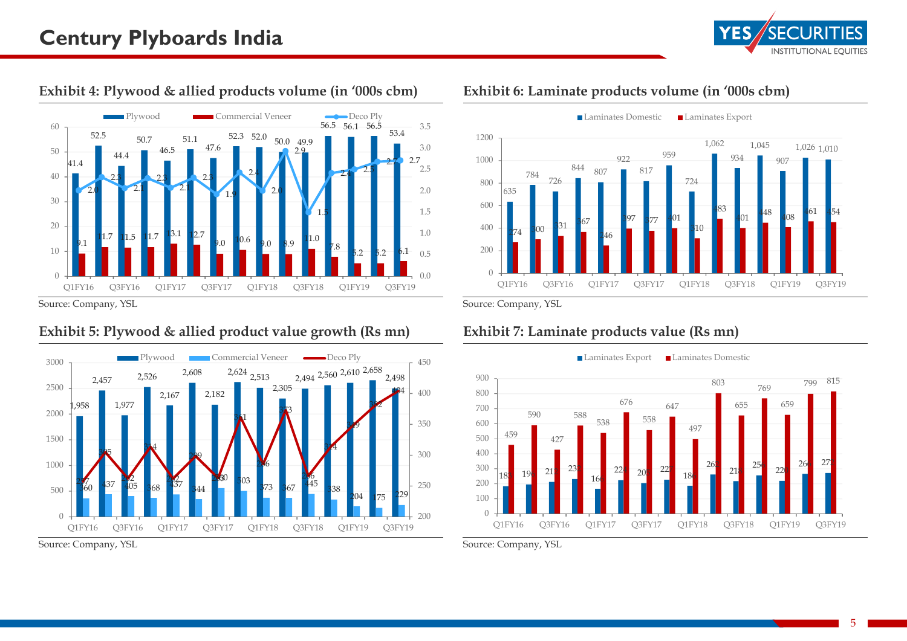### Exhibit 4: Plywood & allied products volume (in '000s cbm)

| Quarter | Plywood | Commercial Veneer | Deco Ply |
|---|---|---|---|
| Q1FY16 | 41.4 | 9.1 | 2.0 |
| Q2FY16 | 52.5 | 11.7 | 2.3 |
| Q3FY16 | 44.4 | 11.5 | 2.1 |
| Q4FY16 | 50.7 | 11.7 | 2.3 |
| Q1FY17 | 46.5 | 13.1 | 2.1 |
| Q2FY17 | 51.1 | 12.7 | 2.3 |
| Q3FY17 | 47.6 | 9.0 | 1.9 |
| Q4FY17 | 52.3 | 10.6 | 2.4 |
| Q1FY18 | 52.0 | 9.0 | 2.0 |
| Q2FY18 | 50.0 | 8.9 | 2.9 |
| Q3FY18 | 49.9 | 11.0 | 1.5 |
| Q4FY18 | 56.5 | 7.8 | 2.4 |
| Q1FY19 | 56.1 | 5.2 | 2.5 |
| Q2FY19 | 56.5 | 5.2 | 2.7 |
| Q3FY19 | 53.4 | 6.1 | 2.7 |

Source: Company, YSL

### Exhibit 5: Plywood & allied product value growth (Rs mn)

| Quarter | Plywood | Commercial Veneer | Deco Ply |
|---|---|---|---|
| Q1FY16 | 1,958 | 360 | 257 |
| Q2FY16 | 2,457 | 437 | 305 |
| Q3FY16 | 1,977 | 405 | 262 |
| Q4FY16 | 2,526 | 368 | 314 |
| Q1FY17 | 2,167 | 437 | 262 |
| Q2FY17 | 2,608 | 344 | 299 |
| Q3FY17 | 2,182 | 550 | 260 |
| Q4FY17 | 2,624 | 503 | 361 |
| Q1FY18 | 2,513 | 373 | 286 |
| Q2FY18 | 2,305 | 367 | 373 |
| Q3FY18 | 2,494 | 445 | 266 |
| Q4FY18 | 2,560 | 338 | 314 |
| Q1FY19 | 2,610 | 204 | 349 |
| Q2FY19 | 2,658 | 175 | 382 |
| Q3FY19 | 2,498 | 229 | 404 |

Source: Company, YSL

### Exhibit 6: Laminate products volume (in '000s cbm)

| Quarter | Laminates Domestic | Laminates Export |
|---|---|---|
| Q1FY16 | 635 | 274 |
| Q2FY16 | 784 | 300 |
| Q3FY16 | 726 | 331 |
| Q4FY16 | 844 | 367 |
| Q1FY17 | 807 | 246 |
| Q2FY17 | 922 | 397 |
| Q3FY17 | 817 | 377 |
| Q4FY17 | 959 | 401 |
| Q1FY18 | 724 | 310 |
| Q2FY18 | 1,062 | 483 |
| Q3FY18 | 934 | 401 |
| Q4FY18 | 1,045 | 448 |
| Q1FY19 | 907 | 408 |
| Q2FY19 | 1,026 | 461 |
| Q3FY19 | 1,010 | 454 |

Source: Company, YSL

### Exhibit 7: Laminate products value (Rs mn)

| Quarter | Laminates Export | Laminates Domestic |
|---|---|---|
| Q1FY16 | 181 | 459 |
| Q2FY16 | 196 | 590 |
| Q3FY16 | 212 | 427 |
| Q4FY16 | 231 | 588 |
| Q1FY17 | 166 | 538 |
| Q2FY17 | 224 | 676 |
| Q3FY17 | 205 | 558 |
| Q4FY17 | 227 | 647 |
| Q1FY18 | 186 | 497 |
| Q2FY18 | 262 | 803 |
| Q3FY18 | 218 | 655 |
| Q4FY18 | 256 | 769 |
| Q1FY19 | 220 | 659 |
| Q2FY19 | 266 | 799 |
| Q3FY19 | 272 | 815 |

Source: Company, YSL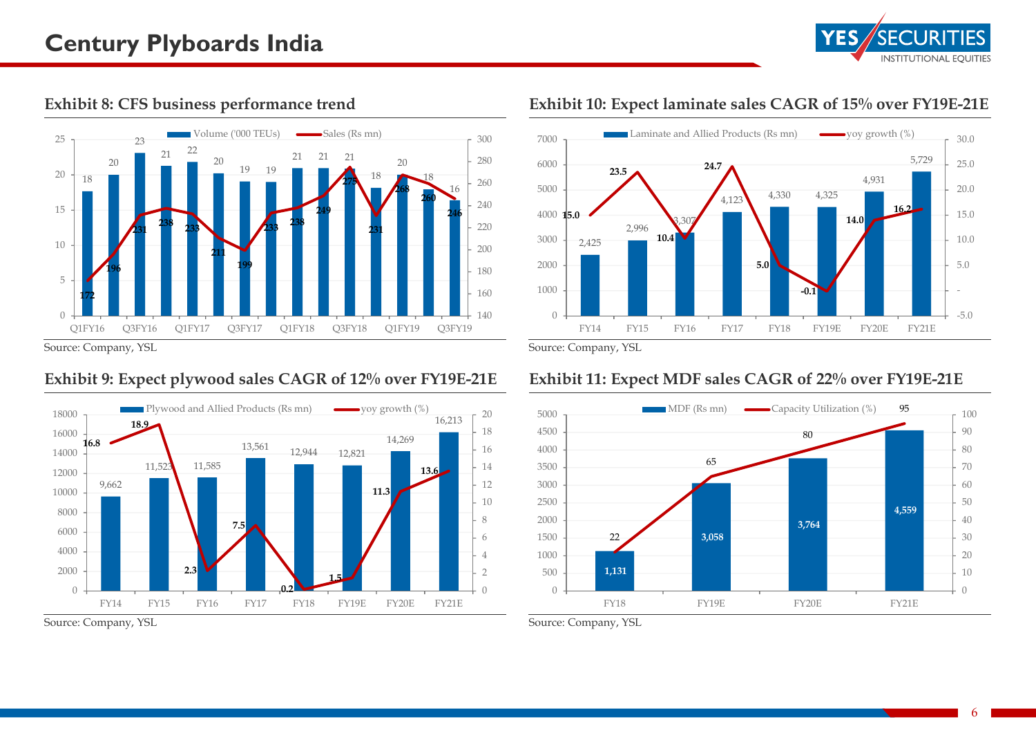## Exhibit 8: CFS business performance trend

| Quarter | Volume ('000 TEUs) | Sales (Rs mn) |
|---|---|---|
| Q1FY16 | 18 | 172 |
| Q2FY16 | 20 | 196 |
| Q3FY16 | 23 | 231 |
| Q4FY16 | 21 | 238 |
| Q1FY17 | 22 | 233 |
| Q2FY17 | 20 | 211 |
| Q3FY17 | 19 | 199 |
| Q4FY17 | 19 | 233 |
| Q1FY18 | 21 | 238 |
| Q2FY18 | 21 | 249 |
| Q3FY18 | 21 | 275 |
| Q4FY18 | 18 | 231 |
| Q1FY19 | 20 | 268 |
| Q2FY19 | 18 | 260 |
| Q3FY19 | 16 | 246 |

Source: Company, YSL

## Exhibit 9: Expect plywood sales CAGR of 12% over FY19E-21E

| Year | Plywood and Allied Products (Rs mn) | yoy growth (%) |
|---|---|---|
| FY14 | 9,662 | 16.8 |
| FY15 | 11,523 | 18.9 |
| FY16 | 11,585 | 2.3 |
| FY17 | 13,561 | 7.5 |
| FY18 | 12,944 | 0.2 |
| FY19E | 12,821 | 1.5 |
| FY20E | 14,269 | 11.3 |
| FY21E | 16,213 | 13.6 |

Source: Company, YSL

## Exhibit 10: Expect laminate sales CAGR of 15% over FY19E-21E

| Year | Laminate and Allied Products (Rs mn) | yoy growth (%) |
|---|---|---|
| FY14 | 2,425 | 15.0 |
| FY15 | 2,996 | 23.5 |
| FY16 | 3,307 | 10.4 |
| FY17 | 4,123 | 24.7 |
| FY18 | 4,330 | 5.0 |
| FY19E | 4,325 | -0.1 |
| FY20E | 4,931 | 14.0 |
| FY21E | 5,729 | 16.2 |

Source: Company, YSL

## Exhibit 11: Expect MDF sales CAGR of 22% over FY19E-21E

| Year | MDF (Rs mn) | Capacity Utilization (%) |
|---|---|---|
| FY18 | 1,131 | 22 |
| FY19E | 3,058 | 65 |
| FY20E | 3,764 | 80 |
| FY21E | 4,559 | 95 |

Source: Company, YSL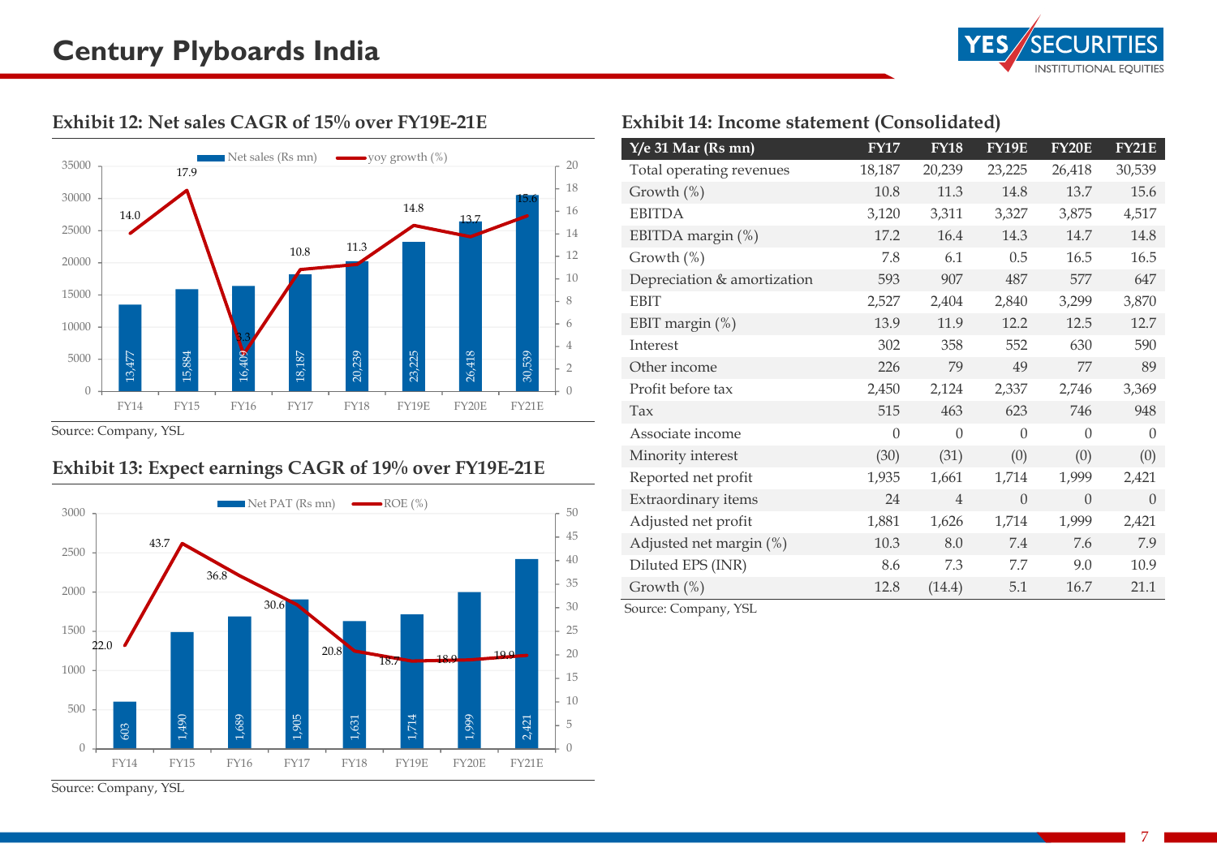### Exhibit 12: Net sales CAGR of 15% over FY19E-21E

| | FY14 | FY15 | FY16 | FY17 | FY18 | FY19E | FY20E | FY21E |
|---|---|---|---|---|---|---|---|---|
| Net sales (Rs mn) | 13,477 | 15,884 | 16,409 | 18,187 | 20,239 | 23,225 | 26,418 | 30,539 |
| yoy growth (%) | 14.0 | 17.9 | 3.3 | 10.8 | 11.3 | 14.8 | 13.7 | 15.6 |

Source: Company, YSL

### Exhibit 13: Expect earnings CAGR of 19% over FY19E-21E

| | FY14 | FY15 | FY16 | FY17 | FY18 | FY19E | FY20E | FY21E |
|---|---|---|---|---|---|---|---|---|
| Net PAT (Rs mn) | 603 | 1,490 | 1,689 | 1,905 | 1,631 | 1,714 | 1,999 | 2,421 |
| ROE (%) | 22.0 | 43.7 | 36.8 | 30.6 | 20.8 | 18.7 | 18.9 | 19.9 |

Source: Company, YSL

### Exhibit 14: Income statement (Consolidated)

| Y/e 31 Mar (Rs mn) | FY17 | FY18 | FY19E | FY20E | FY21E |
|---|---|---|---|---|---|
| Total operating revenues | 18,187 | 20,239 | 23,225 | 26,418 | 30,539 |
| Growth (%) | 10.8 | 11.3 | 14.8 | 13.7 | 15.6 |
| EBITDA | 3,120 | 3,311 | 3,327 | 3,875 | 4,517 |
| EBITDA margin (%) | 17.2 | 16.4 | 14.3 | 14.7 | 14.8 |
| Growth (%) | 7.8 | 6.1 | 0.5 | 16.5 | 16.5 |
| Depreciation & amortization | 593 | 907 | 487 | 577 | 647 |
| EBIT | 2,527 | 2,404 | 2,840 | 3,299 | 3,870 |
| EBIT margin (%) | 13.9 | 11.9 | 12.2 | 12.5 | 12.7 |
| Interest | 302 | 358 | 552 | 630 | 590 |
| Other income | 226 | 79 | 49 | 77 | 89 |
| Profit before tax | 2,450 | 2,124 | 2,337 | 2,746 | 3,369 |
| Tax | 515 | 463 | 623 | 746 | 948 |
| Associate income | 0 | 0 | 0 | 0 | 0 |
| Minority interest | (30) | (31) | (0) | (0) | (0) |
| Reported net profit | 1,935 | 1,661 | 1,714 | 1,999 | 2,421 |
| Extraordinary items | 24 | 4 | 0 | 0 | 0 |
| Adjusted net profit | 1,881 | 1,626 | 1,714 | 1,999 | 2,421 |
| Adjusted net margin (%) | 10.3 | 8.0 | 7.4 | 7.6 | 7.9 |
| Diluted EPS (INR) | 8.6 | 7.3 | 7.7 | 9.0 | 10.9 |
| Growth (%) | 12.8 | (14.4) | 5.1 | 16.7 | 21.1 |

Source: Company, YSL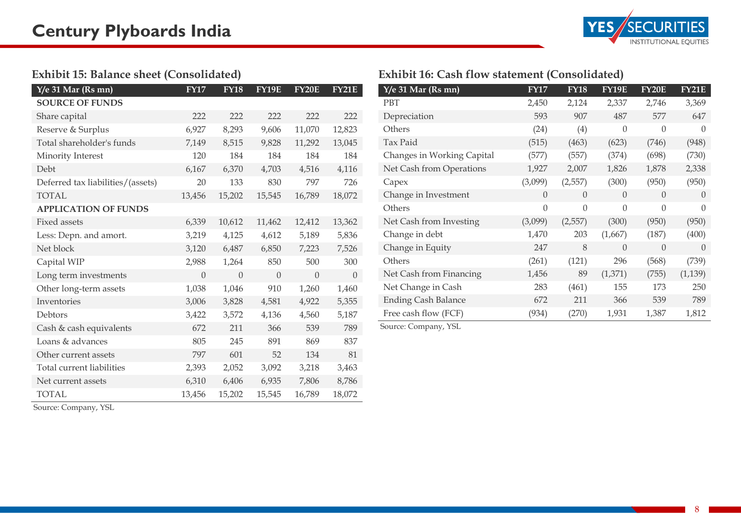### Exhibit 15: Balance sheet (Consolidated)

| Y/e 31 Mar (Rs mn) | FY17 | FY18 | FY19E | FY20E | FY21E |
|---|---|---|---|---|---|
| **SOURCE OF FUNDS** | | | | | |
| Share capital | 222 | 222 | 222 | 222 | 222 |
| Reserve & Surplus | 6,927 | 8,293 | 9,606 | 11,070 | 12,823 |
| Total shareholder's funds | 7,149 | 8,515 | 9,828 | 11,292 | 13,045 |
| Minority Interest | 120 | 184 | 184 | 184 | 184 |
| Debt | 6,167 | 6,370 | 4,703 | 4,516 | 4,116 |
| Deferred tax liabilities/(assets) | 20 | 133 | 830 | 797 | 726 |
| TOTAL | 13,456 | 15,202 | 15,545 | 16,789 | 18,072 |
| **APPLICATION OF FUNDS** | | | | | |
| Fixed assets | 6,339 | 10,612 | 11,462 | 12,412 | 13,362 |
| Less: Depn. and amort. | 3,219 | 4,125 | 4,612 | 5,189 | 5,836 |
| Net block | 3,120 | 6,487 | 6,850 | 7,223 | 7,526 |
| Capital WIP | 2,988 | 1,264 | 850 | 500 | 300 |
| Long term investments | 0 | 0 | 0 | 0 | 0 |
| Other long-term assets | 1,038 | 1,046 | 910 | 1,260 | 1,460 |
| Inventories | 3,006 | 3,828 | 4,581 | 4,922 | 5,355 |
| Debtors | 3,422 | 3,572 | 4,136 | 4,560 | 5,187 |
| Cash & cash equivalents | 672 | 211 | 366 | 539 | 789 |
| Loans & advances | 805 | 245 | 891 | 869 | 837 |
| Other current assets | 797 | 601 | 52 | 134 | 81 |
| Total current liabilities | 2,393 | 2,052 | 3,092 | 3,218 | 3,463 |
| Net current assets | 6,310 | 6,406 | 6,935 | 7,806 | 8,786 |
| TOTAL | 13,456 | 15,202 | 15,545 | 16,789 | 18,072 |

Source: Company, YSL

### Exhibit 16: Cash flow statement (Consolidated)

| Y/e 31 Mar (Rs mn) | FY17 | FY18 | FY19E | FY20E | FY21E |
|---|---|---|---|---|---|
| PBT | 2,450 | 2,124 | 2,337 | 2,746 | 3,369 |
| Depreciation | 593 | 907 | 487 | 577 | 647 |
| Others | (24) | (4) | 0 | 0 | 0 |
| Tax Paid | (515) | (463) | (623) | (746) | (948) |
| Changes in Working Capital | (577) | (557) | (374) | (698) | (730) |
| Net Cash from Operations | 1,927 | 2,007 | 1,826 | 1,878 | 2,338 |
| Capex | (3,099) | (2,557) | (300) | (950) | (950) |
| Change in Investment | 0 | 0 | 0 | 0 | 0 |
| Others | 0 | 0 | 0 | 0 | 0 |
| Net Cash from Investing | (3,099) | (2,557) | (300) | (950) | (950) |
| Change in debt | 1,470 | 203 | (1,667) | (187) | (400) |
| Change in Equity | 247 | 8 | 0 | 0 | 0 |
| Others | (261) | (121) | 296 | (568) | (739) |
| Net Cash from Financing | 1,456 | 89 | (1,371) | (755) | (1,139) |
| Net Change in Cash | 283 | (461) | 155 | 173 | 250 |
| Ending Cash Balance | 672 | 211 | 366 | 539 | 789 |
| Free cash flow (FCF) | (934) | (270) | 1,931 | 1,387 | 1,812 |

Source: Company, YSL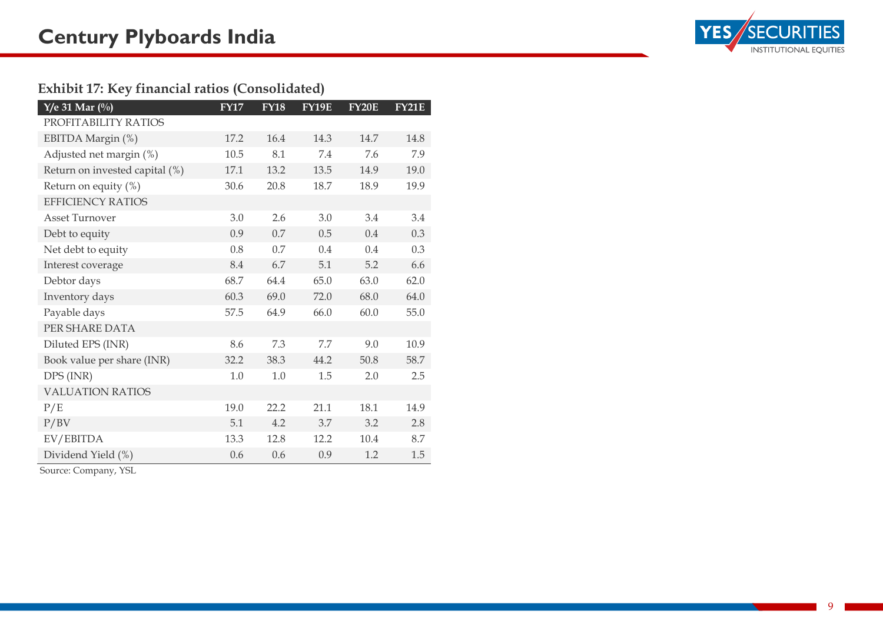## Exhibit 17: Key financial ratios (Consolidated)

| Y/e 31 Mar (%) | FY17 | FY18 | FY19E | FY20E | FY21E |
|---|---|---|---|---|---|
| PROFITABILITY RATIOS | | | | | |
| EBITDA Margin (%) | 17.2 | 16.4 | 14.3 | 14.7 | 14.8 |
| Adjusted net margin (%) | 10.5 | 8.1 | 7.4 | 7.6 | 7.9 |
| Return on invested capital (%) | 17.1 | 13.2 | 13.5 | 14.9 | 19.0 |
| Return on equity (%) | 30.6 | 20.8 | 18.7 | 18.9 | 19.9 |
| EFFICIENCY RATIOS | | | | | |
| Asset Turnover | 3.0 | 2.6 | 3.0 | 3.4 | 3.4 |
| Debt to equity | 0.9 | 0.7 | 0.5 | 0.4 | 0.3 |
| Net debt to equity | 0.8 | 0.7 | 0.4 | 0.4 | 0.3 |
| Interest coverage | 8.4 | 6.7 | 5.1 | 5.2 | 6.6 |
| Debtor days | 68.7 | 64.4 | 65.0 | 63.0 | 62.0 |
| Inventory days | 60.3 | 69.0 | 72.0 | 68.0 | 64.0 |
| Payable days | 57.5 | 64.9 | 66.0 | 60.0 | 55.0 |
| PER SHARE DATA | | | | | |
| Diluted EPS (INR) | 8.6 | 7.3 | 7.7 | 9.0 | 10.9 |
| Book value per share (INR) | 32.2 | 38.3 | 44.2 | 50.8 | 58.7 |
| DPS (INR) | 1.0 | 1.0 | 1.5 | 2.0 | 2.5 |
| VALUATION RATIOS | | | | | |
| P/E | 19.0 | 22.2 | 21.1 | 18.1 | 14.9 |
| P/BV | 5.1 | 4.2 | 3.7 | 3.2 | 2.8 |
| EV/EBITDA | 13.3 | 12.8 | 12.2 | 10.4 | 8.7 |
| Dividend Yield (%) | 0.6 | 0.6 | 0.9 | 1.2 | 1.5 |

Source: Company, YSL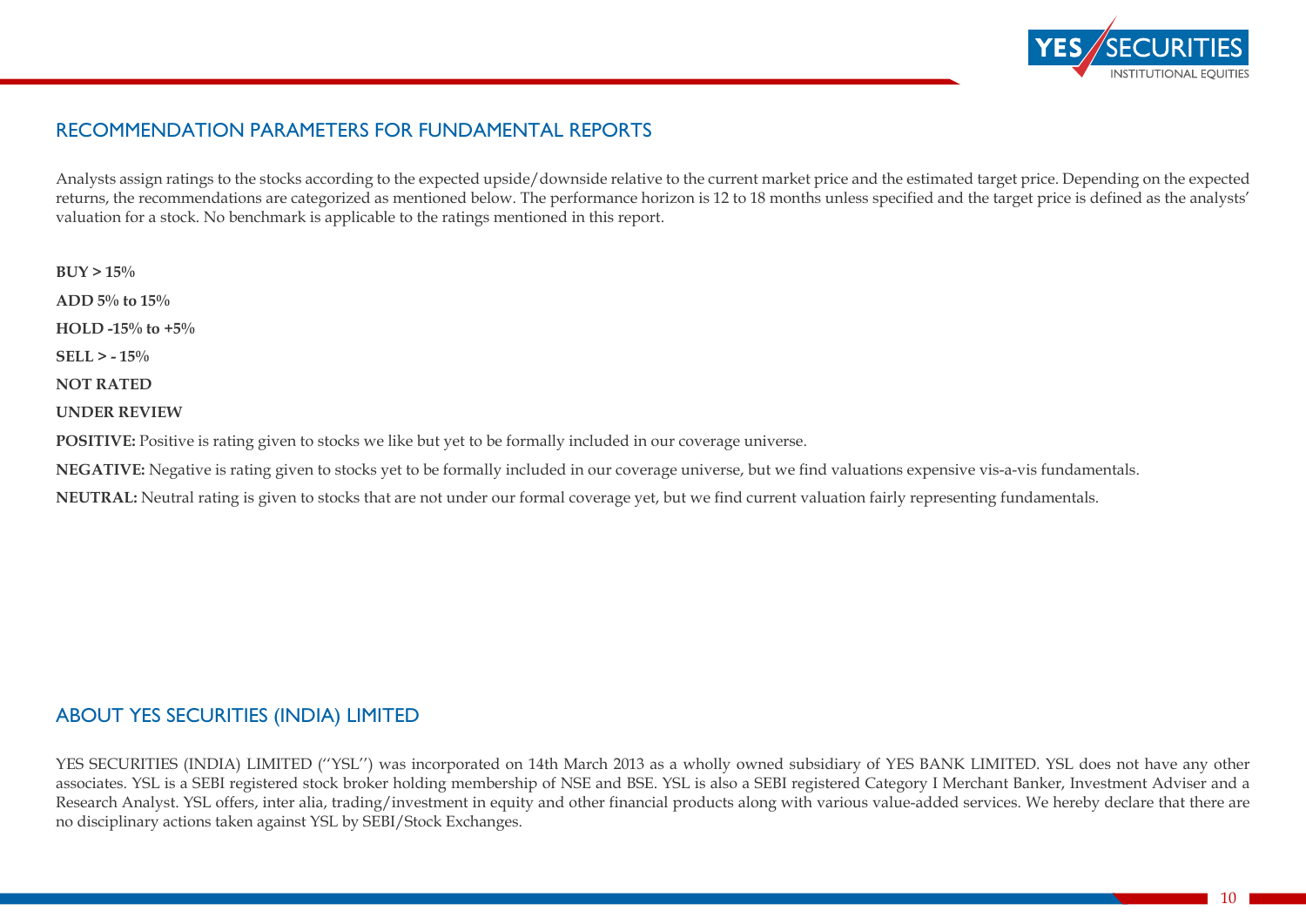## RECOMMENDATION PARAMETERS FOR FUNDAMENTAL REPORTS

Analysts assign ratings to the stocks according to the expected upside/downside relative to the current market price and the estimated target price. Depending on the expected returns, the recommendations are categorized as mentioned below. The performance horizon is 12 to 18 months unless specified and the target price is defined as the analysts' valuation for a stock. No benchmark is applicable to the ratings mentioned in this report.

**BUY > 15%**

**ADD 5% to 15%**

**HOLD -15% to +5%**

**SELL > - 15%**

**NOT RATED**

**UNDER REVIEW**

**POSITIVE:** Positive is rating given to stocks we like but yet to be formally included in our coverage universe.

**NEGATIVE:** Negative is rating given to stocks yet to be formally included in our coverage universe, but we find valuations expensive vis-a-vis fundamentals.

**NEUTRAL:** Neutral rating is given to stocks that are not under our formal coverage yet, but we find current valuation fairly representing fundamentals.

## ABOUT YES SECURITIES (INDIA) LIMITED

YES SECURITIES (INDIA) LIMITED (''YSL'') was incorporated on 14th March 2013 as a wholly owned subsidiary of YES BANK LIMITED. YSL does not have any other associates. YSL is a SEBI registered stock broker holding membership of NSE and BSE. YSL is also a SEBI registered Category I Merchant Banker, Investment Adviser and a Research Analyst. YSL offers, inter alia, trading/investment in equity and other financial products along with various value-added services. We hereby declare that there are no disciplinary actions taken against YSL by SEBI/Stock Exchanges.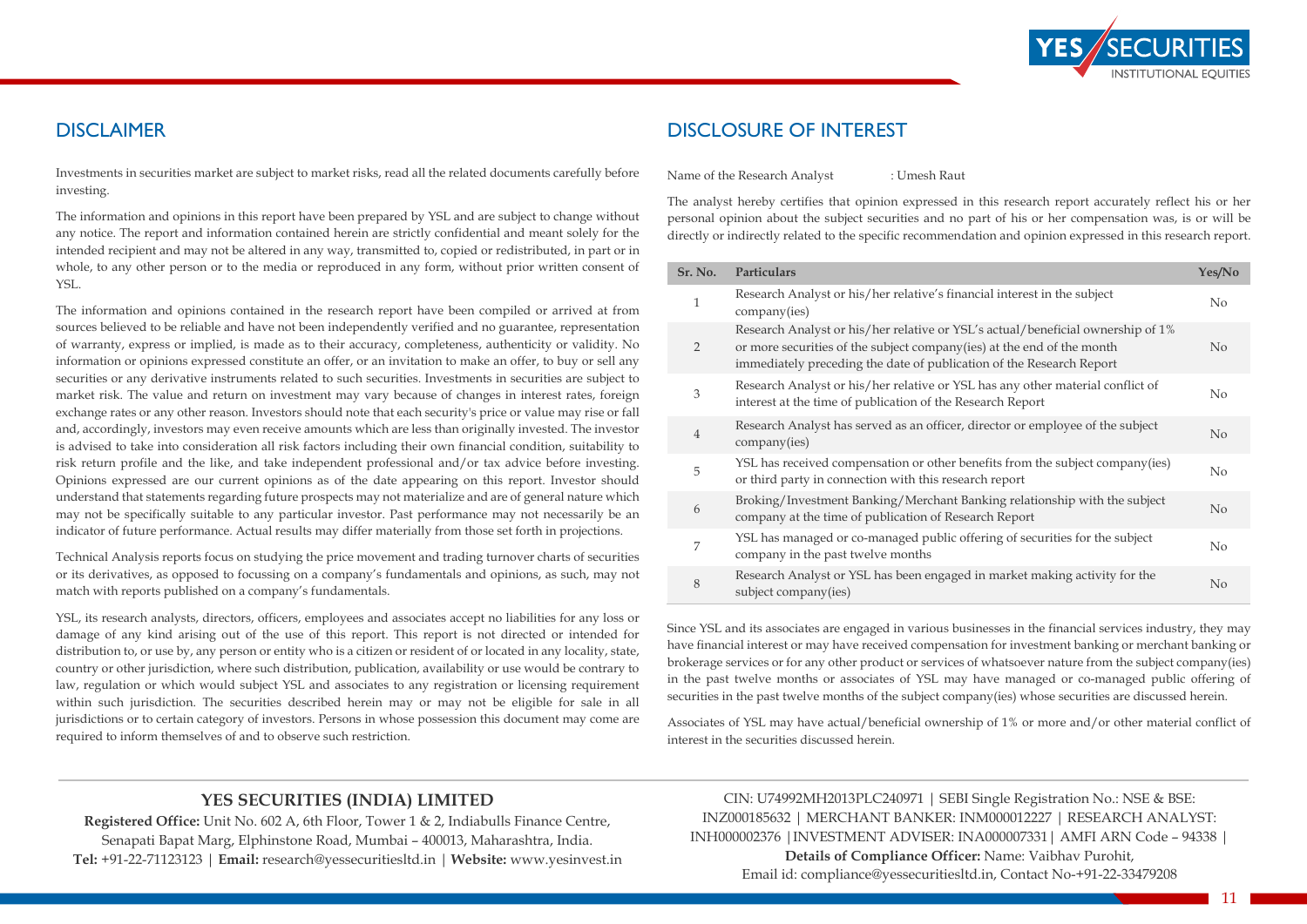## DISCLAIMER

Investments in securities market are subject to market risks, read all the related documents carefully before investing.

The information and opinions in this report have been prepared by YSL and are subject to change without any notice. The report and information contained herein are strictly confidential and meant solely for the intended recipient and may not be altered in any way, transmitted to, copied or redistributed, in part or in whole, to any other person or to the media or reproduced in any form, without prior written consent of YSL.

The information and opinions contained in the research report have been compiled or arrived at from sources believed to be reliable and have not been independently verified and no guarantee, representation of warranty, express or implied, is made as to their accuracy, completeness, authenticity or validity. No information or opinions expressed constitute an offer, or an invitation to make an offer, to buy or sell any securities or any derivative instruments related to such securities. Investments in securities are subject to market risk. The value and return on investment may vary because of changes in interest rates, foreign exchange rates or any other reason. Investors should note that each security's price or value may rise or fall and, accordingly, investors may even receive amounts which are less than originally invested. The investor is advised to take into consideration all risk factors including their own financial condition, suitability to risk return profile and the like, and take independent professional and/or tax advice before investing. Opinions expressed are our current opinions as of the date appearing on this report. Investor should understand that statements regarding future prospects may not materialize and are of general nature which may not be specifically suitable to any particular investor. Past performance may not necessarily be an indicator of future performance. Actual results may differ materially from those set forth in projections.

Technical Analysis reports focus on studying the price movement and trading turnover charts of securities or its derivatives, as opposed to focussing on a company's fundamentals and opinions, as such, may not match with reports published on a company's fundamentals.

YSL, its research analysts, directors, officers, employees and associates accept no liabilities for any loss or damage of any kind arising out of the use of this report. This report is not directed or intended for distribution to, or use by, any person or entity who is a citizen or resident of or located in any locality, state, country or other jurisdiction, where such distribution, publication, availability or use would be contrary to law, regulation or which would subject YSL and associates to any registration or licensing requirement within such jurisdiction. The securities described herein may or may not be eligible for sale in all jurisdictions or to certain category of investors. Persons in whose possession this document may come are required to inform themselves of and to observe such restriction.

## DISCLOSURE OF INTEREST

Name of the Research Analyst : Umesh Raut

The analyst hereby certifies that opinion expressed in this research report accurately reflect his or her personal opinion about the subject securities and no part of his or her compensation was, is or will be directly or indirectly related to the specific recommendation and opinion expressed in this research report.

| Sr. No. | Particulars | Yes/No |
|---|---|---|
| 1 | Research Analyst or his/her relative's financial interest in the subject company(ies) | No |
| 2 | Research Analyst or his/her relative or YSL's actual/beneficial ownership of 1% or more securities of the subject company(ies) at the end of the month immediately preceding the date of publication of the Research Report | No |
| 3 | Research Analyst or his/her relative or YSL has any other material conflict of interest at the time of publication of the Research Report | No |
| 4 | Research Analyst has served as an officer, director or employee of the subject company(ies) | No |
| 5 | YSL has received compensation or other benefits from the subject company(ies) or third party in connection with this research report | No |
| 6 | Broking/Investment Banking/Merchant Banking relationship with the subject company at the time of publication of Research Report | No |
| 7 | YSL has managed or co-managed public offering of securities for the subject company in the past twelve months | No |
| 8 | Research Analyst or YSL has been engaged in market making activity for the subject company(ies) | No |

Since YSL and its associates are engaged in various businesses in the financial services industry, they may have financial interest or may have received compensation for investment banking or merchant banking or brokerage services or for any other product or services of whatsoever nature from the subject company(ies) in the past twelve months or associates of YSL may have managed or co-managed public offering of securities in the past twelve months of the subject company(ies) whose securities are discussed herein.

Associates of YSL may have actual/beneficial ownership of 1% or more and/or other material conflict of interest in the securities discussed herein.

**YES SECURITIES (INDIA) LIMITED**

**Registered Office:** Unit No. 602 A, 6th Floor, Tower 1 & 2, Indiabulls Finance Centre, Senapati Bapat Marg, Elphinstone Road, Mumbai – 400013, Maharashtra, India.
**Tel:** +91-22-71123123 | **Email:** research@yessecuritiesltd.in | **Website:** www.yesinvest.in

CIN: U74992MH2013PLC240971 | SEBI Single Registration No.: NSE & BSE: INZ000185632 | MERCHANT BANKER: INM000012227 | RESEARCH ANALYST: INH000002376 |INVESTMENT ADVISER: INA000007331| AMFI ARN Code – 94338 |
**Details of Compliance Officer:** Name: Vaibhav Purohit,
Email id: compliance@yessecuritiesltd.in, Contact No-+91-22-33479208